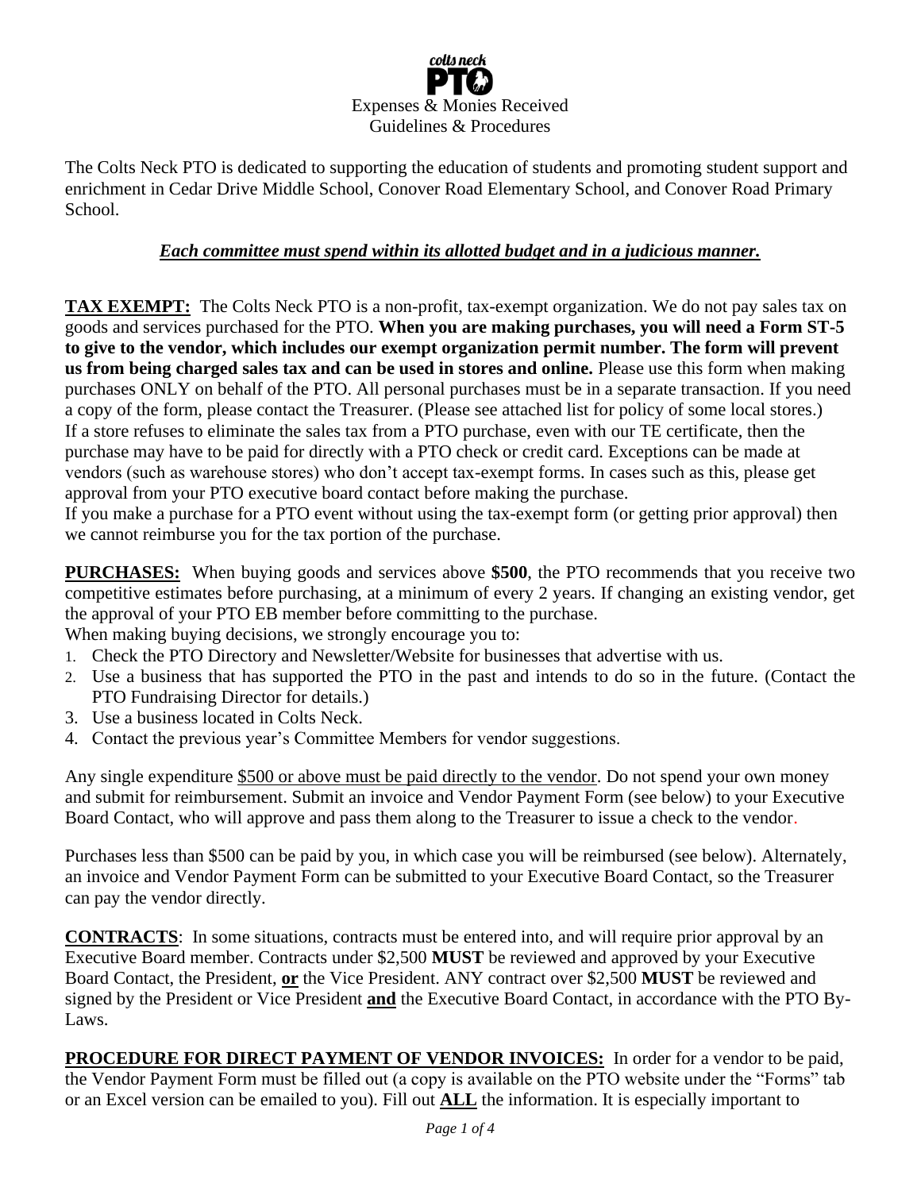colts neck **PTO**

# Expenses & Monies Received Guidelines & Procedures

The Colts Neck PTO is dedicated to supporting the education of students and promoting student support and enrichment in Cedar Drive Middle School, Conover Road Elementary School, and Conover Road Primary School.

***Each committee must spend within its allotted budget and in a judicious manner.***

**TAX EXEMPT:** The Colts Neck PTO is a non-profit, tax-exempt organization. We do not pay sales tax on goods and services purchased for the PTO. **When you are making purchases, you will need a Form ST-5 to give to the vendor, which includes our exempt organization permit number. The form will prevent us from being charged sales tax and can be used in stores and online.** Please use this form when making purchases ONLY on behalf of the PTO. All personal purchases must be in a separate transaction. If you need a copy of the form, please contact the Treasurer. (Please see attached list for policy of some local stores.)
If a store refuses to eliminate the sales tax from a PTO purchase, even with our TE certificate, then the purchase may have to be paid for directly with a PTO check or credit card. Exceptions can be made at vendors (such as warehouse stores) who don't accept tax-exempt forms. In cases such as this, please get approval from your PTO executive board contact before making the purchase.
If you make a purchase for a PTO event without using the tax-exempt form (or getting prior approval) then we cannot reimburse you for the tax portion of the purchase.

**PURCHASES:** When buying goods and services above **$500**, the PTO recommends that you receive two competitive estimates before purchasing, at a minimum of every 2 years. If changing an existing vendor, get the approval of your PTO EB member before committing to the purchase.
When making buying decisions, we strongly encourage you to:

1. Check the PTO Directory and Newsletter/Website for businesses that advertise with us.
2. Use a business that has supported the PTO in the past and intends to do so in the future. (Contact the PTO Fundraising Director for details.)
3. Use a business located in Colts Neck.
4. Contact the previous year's Committee Members for vendor suggestions.

Any single expenditure <u>$500 or above must be paid directly to the vendor</u>. Do not spend your own money and submit for reimbursement. Submit an invoice and Vendor Payment Form (see below) to your Executive Board Contact, who will approve and pass them along to the Treasurer to issue a check to the vendor.

Purchases less than $500 can be paid by you, in which case you will be reimbursed (see below). Alternately, an invoice and Vendor Payment Form can be submitted to your Executive Board Contact, so the Treasurer can pay the vendor directly.

**CONTRACTS**: In some situations, contracts must be entered into, and will require prior approval by an Executive Board member. Contracts under $2,500 **MUST** be reviewed and approved by your Executive Board Contact, the President, ***or*** the Vice President. ANY contract over $2,500 **MUST** be reviewed and signed by the President or Vice President ***and*** the Executive Board Contact, in accordance with the PTO By-Laws.

**PROCEDURE FOR DIRECT PAYMENT OF VENDOR INVOICES:** In order for a vendor to be paid, the Vendor Payment Form must be filled out (a copy is available on the PTO website under the "Forms" tab or an Excel version can be emailed to you). Fill out **ALL** the information. It is especially important to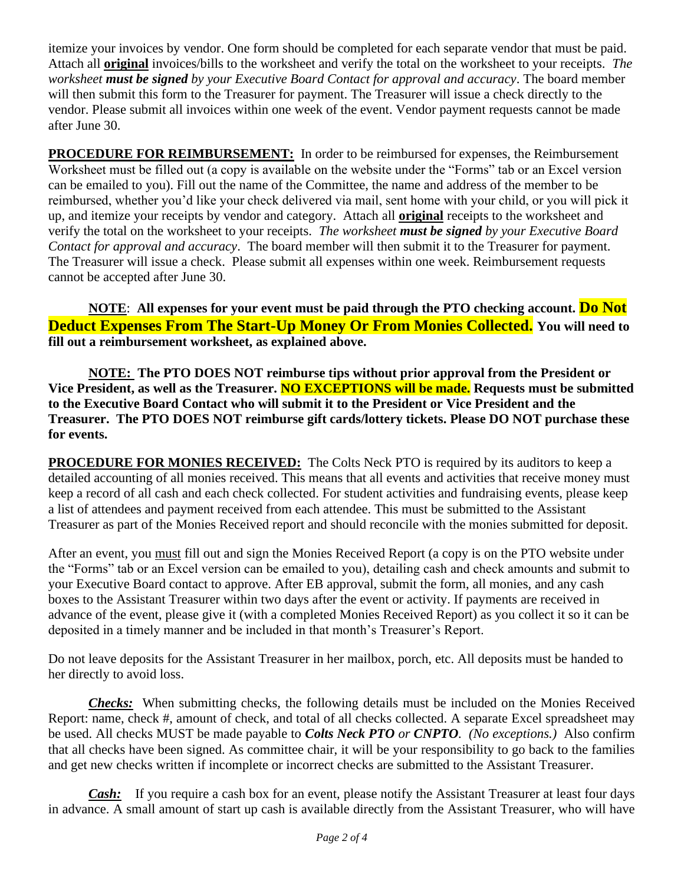itemize your invoices by vendor. One form should be completed for each separate vendor that must be paid. Attach all **original** invoices/bills to the worksheet and verify the total on the worksheet to your receipts. *The worksheet* ***must be signed*** *by your Executive Board Contact for approval and accuracy*. The board member will then submit this form to the Treasurer for payment. The Treasurer will issue a check directly to the vendor. Please submit all invoices within one week of the event. Vendor payment requests cannot be made after June 30.

**PROCEDURE FOR REIMBURSEMENT:** In order to be reimbursed for expenses, the Reimbursement Worksheet must be filled out (a copy is available on the website under the "Forms" tab or an Excel version can be emailed to you). Fill out the name of the Committee, the name and address of the member to be reimbursed, whether you'd like your check delivered via mail, sent home with your child, or you will pick it up, and itemize your receipts by vendor and category. Attach all **original** receipts to the worksheet and verify the total on the worksheet to your receipts. *The worksheet* ***must be signed*** *by your Executive Board Contact for approval and accuracy*. The board member will then submit it to the Treasurer for payment. The Treasurer will issue a check. Please submit all expenses within one week. Reimbursement requests cannot be accepted after June 30.

**NOTE**: **All expenses for your event must be paid through the PTO checking account. Do Not Deduct Expenses From The Start-Up Money Or From Monies Collected. You will need to fill out a reimbursement worksheet, as explained above.**

**NOTE: The PTO DOES NOT reimburse tips without prior approval from the President or Vice President, as well as the Treasurer. NO EXCEPTIONS will be made. Requests must be submitted to the Executive Board Contact who will submit it to the President or Vice President and the Treasurer. The PTO DOES NOT reimburse gift cards/lottery tickets. Please DO NOT purchase these for events.**

**PROCEDURE FOR MONIES RECEIVED:** The Colts Neck PTO is required by its auditors to keep a detailed accounting of all monies received. This means that all events and activities that receive money must keep a record of all cash and each check collected. For student activities and fundraising events, please keep a list of attendees and payment received from each attendee. This must be submitted to the Assistant Treasurer as part of the Monies Received report and should reconcile with the monies submitted for deposit.

After an event, you must fill out and sign the Monies Received Report (a copy is on the PTO website under the "Forms" tab or an Excel version can be emailed to you), detailing cash and check amounts and submit to your Executive Board contact to approve. After EB approval, submit the form, all monies, and any cash boxes to the Assistant Treasurer within two days after the event or activity. If payments are received in advance of the event, please give it (with a completed Monies Received Report) as you collect it so it can be deposited in a timely manner and be included in that month's Treasurer's Report.

Do not leave deposits for the Assistant Treasurer in her mailbox, porch, etc. All deposits must be handed to her directly to avoid loss.

***Checks:*** When submitting checks, the following details must be included on the Monies Received Report: name, check #, amount of check, and total of all checks collected. A separate Excel spreadsheet may be used. All checks MUST be made payable to ***Colts Neck PTO or CNPTO***. *(No exceptions.)* Also confirm that all checks have been signed. As committee chair, it will be your responsibility to go back to the families and get new checks written if incomplete or incorrect checks are submitted to the Assistant Treasurer.

***Cash:*** If you require a cash box for an event, please notify the Assistant Treasurer at least four days in advance. A small amount of start up cash is available directly from the Assistant Treasurer, who will have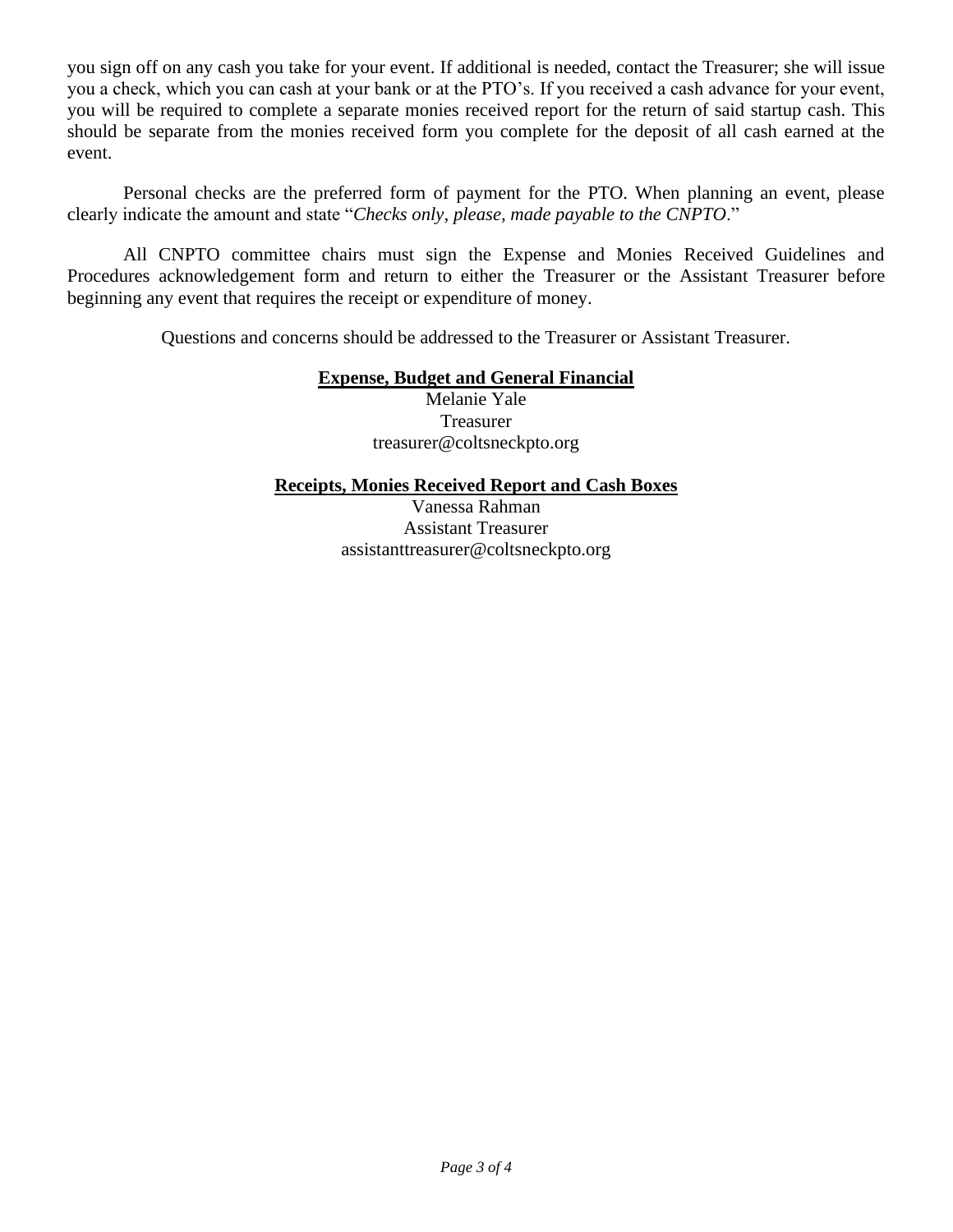you sign off on any cash you take for your event. If additional is needed, contact the Treasurer; she will issue you a check, which you can cash at your bank or at the PTO's. If you received a cash advance for your event, you will be required to complete a separate monies received report for the return of said startup cash. This should be separate from the monies received form you complete for the deposit of all cash earned at the event.

Personal checks are the preferred form of payment for the PTO. When planning an event, please clearly indicate the amount and state "*Checks only, please, made payable to the CNPTO*."

All CNPTO committee chairs must sign the Expense and Monies Received Guidelines and Procedures acknowledgement form and return to either the Treasurer or the Assistant Treasurer before beginning any event that requires the receipt or expenditure of money.

Questions and concerns should be addressed to the Treasurer or Assistant Treasurer.

**Expense, Budget and General Financial**

Melanie Yale
Treasurer
treasurer@coltsneckpto.org

**Receipts, Monies Received Report and Cash Boxes**

Vanessa Rahman
Assistant Treasurer
assistanttreasurer@coltsneckpto.org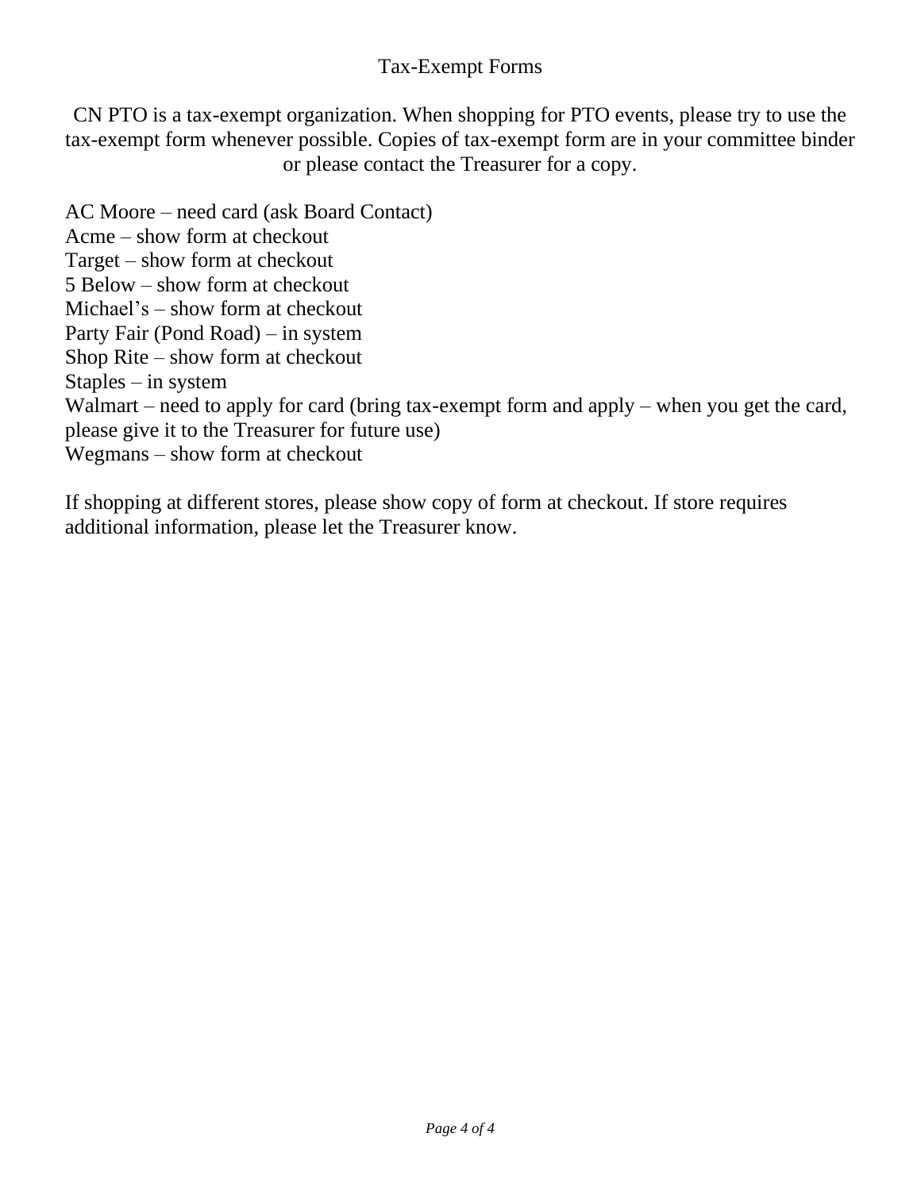# Tax-Exempt Forms

CN PTO is a tax-exempt organization. When shopping for PTO events, please try to use the tax-exempt form whenever possible. Copies of tax-exempt form are in your committee binder or please contact the Treasurer for a copy.

AC Moore – need card (ask Board Contact)
Acme – show form at checkout
Target – show form at checkout
5 Below – show form at checkout
Michael's – show form at checkout
Party Fair (Pond Road) – in system
Shop Rite – show form at checkout
Staples – in system
Walmart – need to apply for card (bring tax-exempt form and apply – when you get the card, please give it to the Treasurer for future use)
Wegmans – show form at checkout

If shopping at different stores, please show copy of form at checkout. If store requires additional information, please let the Treasurer know.